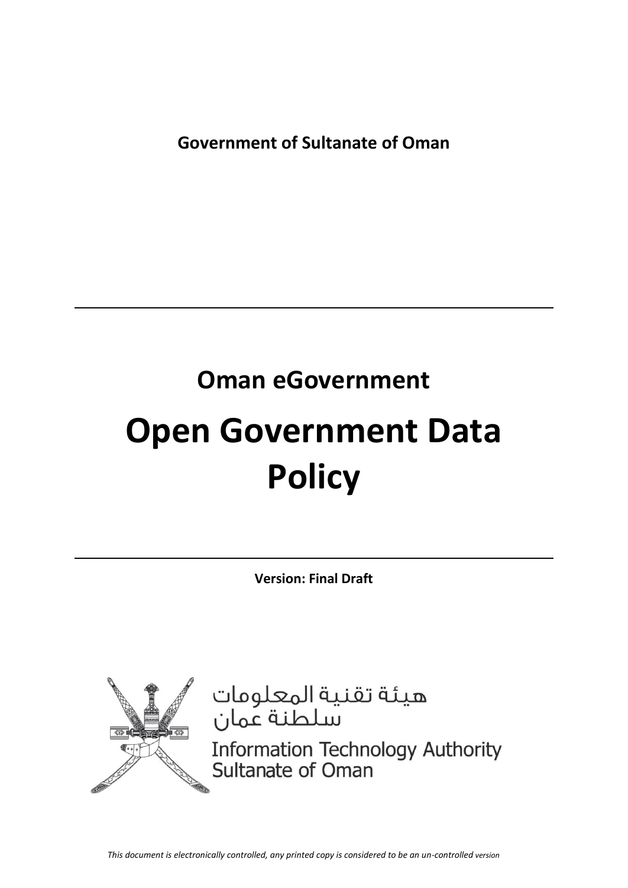**Government of Sultanate of Oman**

---

# Oman eGovernment

# Open Government Data Policy

---

**Version: Final Draft**

هيئة تقنية المعلومات
سلطنة عمان

Information Technology Authority
Sultanate of Oman

*This document is electronically controlled, any printed copy is considered to be an un-controlled version*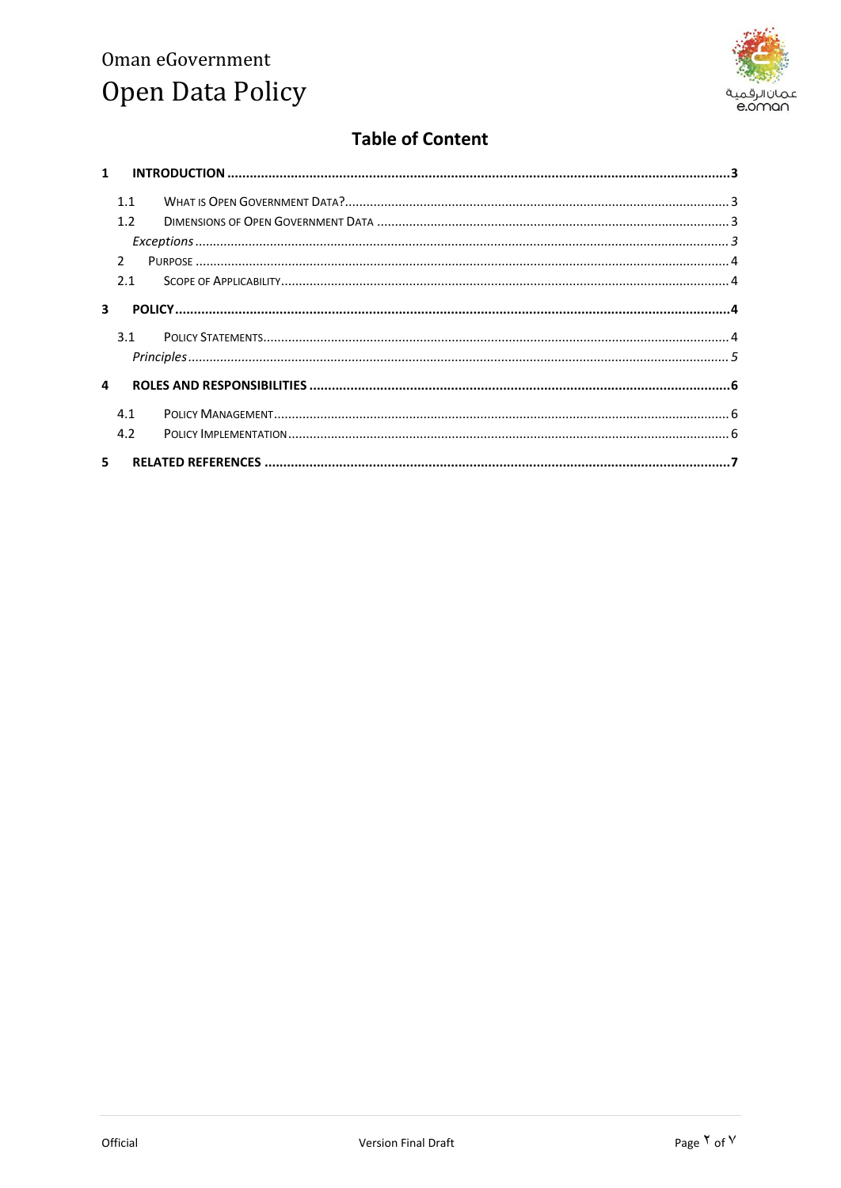# Table of Content

| | | |
|---|---|---|
| **1** | **INTRODUCTION** | **3** |
| 1.1 | WHAT IS OPEN GOVERNMENT DATA? | 3 |
| 1.2 | DIMENSIONS OF OPEN GOVERNMENT DATA | 3 |
| | *Exceptions* | *3* |
| 2 | PURPOSE | 4 |
| 2.1 | SCOPE OF APPLICABILITY | 4 |
| **3** | **POLICY** | **4** |
| 3.1 | POLICY STATEMENTS | 4 |
| | *Principles* | *5* |
| **4** | **ROLES AND RESPONSIBILITIES** | **6** |
| 4.1 | POLICY MANAGEMENT | 6 |
| 4.2 | POLICY IMPLEMENTATION | 6 |
| **5** | **RELATED REFERENCES** | **7** |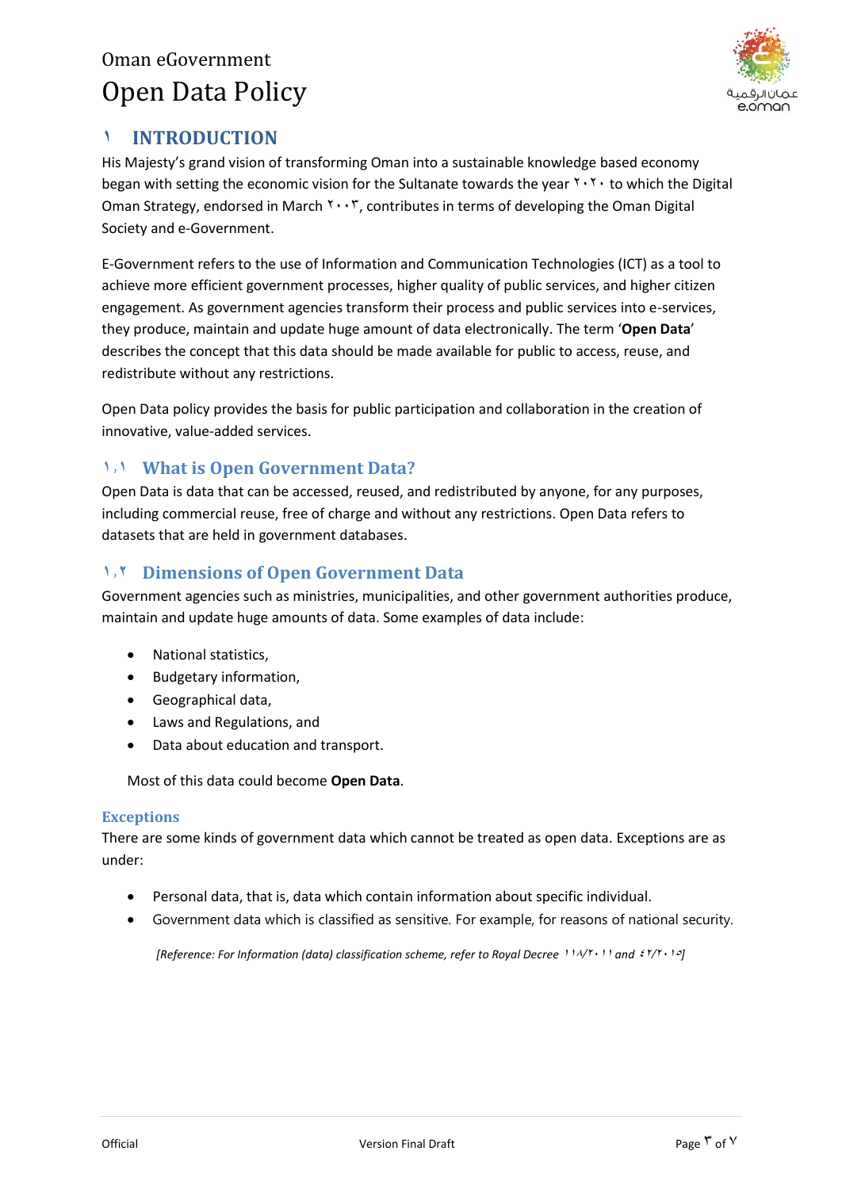Oman eGovernment

# Open Data Policy

## ١ INTRODUCTION

His Majesty's grand vision of transforming Oman into a sustainable knowledge based economy began with setting the economic vision for the Sultanate towards the year ٢٠٢٠ to which the Digital Oman Strategy, endorsed in March ٢٠٠٣, contributes in terms of developing the Oman Digital Society and e-Government.

E-Government refers to the use of Information and Communication Technologies (ICT) as a tool to achieve more efficient government processes, higher quality of public services, and higher citizen engagement. As government agencies transform their process and public services into e-services, they produce, maintain and update huge amount of data electronically. The term '**Open Data**' describes the concept that this data should be made available for public to access, reuse, and redistribute without any restrictions.

Open Data policy provides the basis for public participation and collaboration in the creation of innovative, value-added services.

### ١,١ What is Open Government Data?

Open Data is data that can be accessed, reused, and redistributed by anyone, for any purposes, including commercial reuse, free of charge and without any restrictions. Open Data refers to datasets that are held in government databases.

### ١,٢ Dimensions of Open Government Data

Government agencies such as ministries, municipalities, and other government authorities produce, maintain and update huge amounts of data. Some examples of data include:

- National statistics,
- Budgetary information,
- Geographical data,
- Laws and Regulations, and
- Data about education and transport.

Most of this data could become **Open Data**.

#### Exceptions

There are some kinds of government data which cannot be treated as open data. Exceptions are as under:

- Personal data, that is, data which contain information about specific individual.
- Government data which is classified as sensitive. For example, for reasons of national security.

*[Reference: For Information (data) classification scheme, refer to Royal Decree ١١٨/٢٠١١ and ٤٢/٢٠١٥]*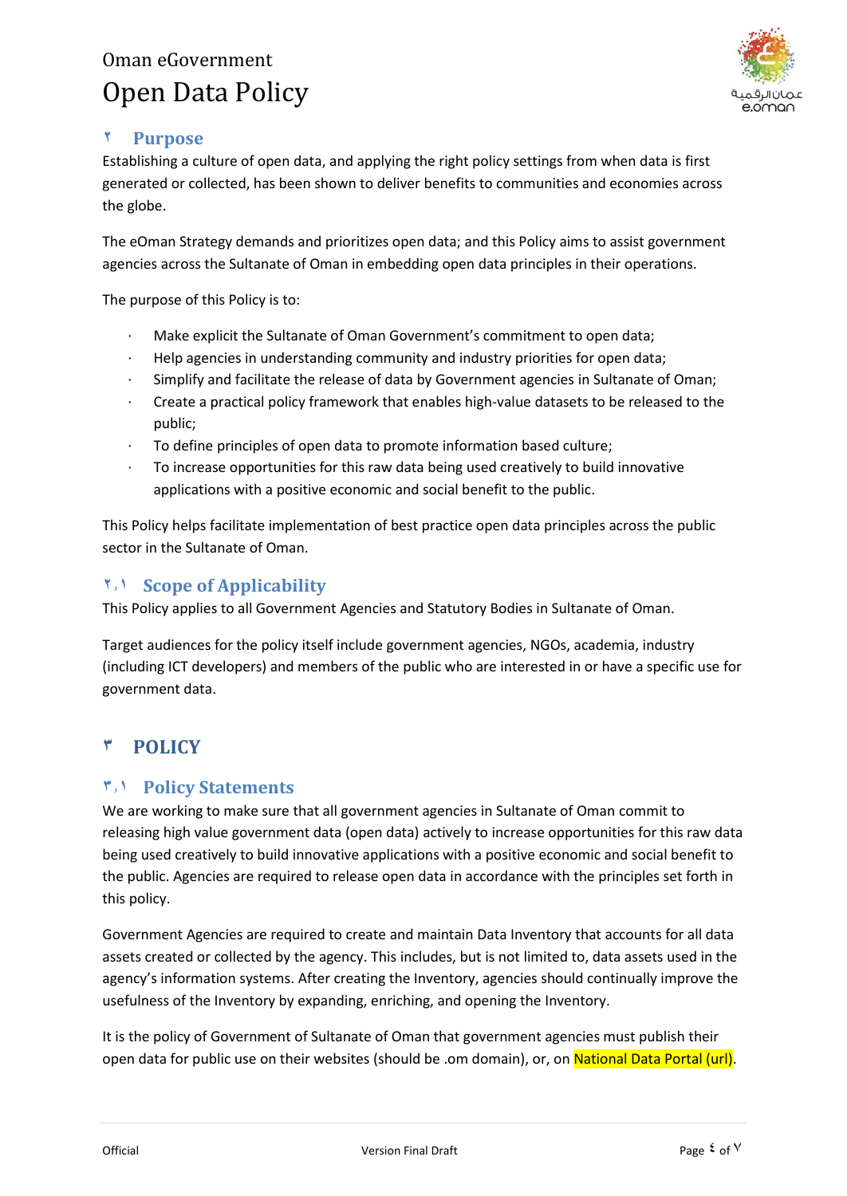## ٢ Purpose

Establishing a culture of open data, and applying the right policy settings from when data is first generated or collected, has been shown to deliver benefits to communities and economies across the globe.

The eOman Strategy demands and prioritizes open data; and this Policy aims to assist government agencies across the Sultanate of Oman in embedding open data principles in their operations.

The purpose of this Policy is to:

- Make explicit the Sultanate of Oman Government's commitment to open data;
- Help agencies in understanding community and industry priorities for open data;
- Simplify and facilitate the release of data by Government agencies in Sultanate of Oman;
- Create a practical policy framework that enables high-value datasets to be released to the public;
- To define principles of open data to promote information based culture;
- To increase opportunities for this raw data being used creatively to build innovative applications with a positive economic and social benefit to the public.

This Policy helps facilitate implementation of best practice open data principles across the public sector in the Sultanate of Oman.

### ٢,١ Scope of Applicability

This Policy applies to all Government Agencies and Statutory Bodies in Sultanate of Oman.

Target audiences for the policy itself include government agencies, NGOs, academia, industry (including ICT developers) and members of the public who are interested in or have a specific use for government data.

## ٣ POLICY

### ٣,١ Policy Statements

We are working to make sure that all government agencies in Sultanate of Oman commit to releasing high value government data (open data) actively to increase opportunities for this raw data being used creatively to build innovative applications with a positive economic and social benefit to the public. Agencies are required to release open data in accordance with the principles set forth in this policy.

Government Agencies are required to create and maintain Data Inventory that accounts for all data assets created or collected by the agency. This includes, but is not limited to, data assets used in the agency's information systems. After creating the Inventory, agencies should continually improve the usefulness of the Inventory by expanding, enriching, and opening the Inventory.

It is the policy of Government of Sultanate of Oman that government agencies must publish their open data for public use on their websites (should be .om domain), or, on National Data Portal (url).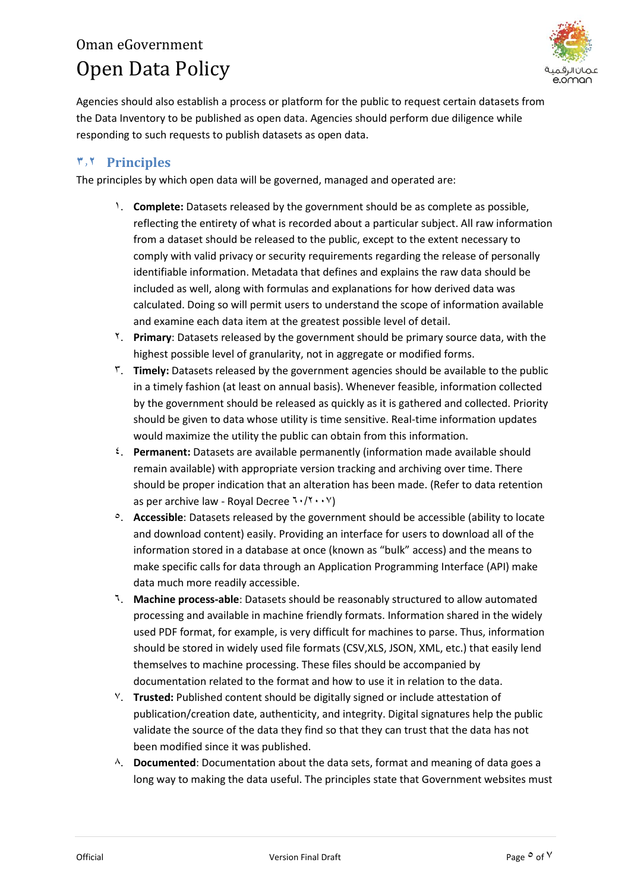Agencies should also establish a process or platform for the public to request certain datasets from the Data Inventory to be published as open data. Agencies should perform due diligence while responding to such requests to publish datasets as open data.

## ٣,٢ Principles

The principles by which open data will be governed, managed and operated are:

١. **Complete:** Datasets released by the government should be as complete as possible, reflecting the entirety of what is recorded about a particular subject. All raw information from a dataset should be released to the public, except to the extent necessary to comply with valid privacy or security requirements regarding the release of personally identifiable information. Metadata that defines and explains the raw data should be included as well, along with formulas and explanations for how derived data was calculated. Doing so will permit users to understand the scope of information available and examine each data item at the greatest possible level of detail.

٢. **Primary**: Datasets released by the government should be primary source data, with the highest possible level of granularity, not in aggregate or modified forms.

٣. **Timely:** Datasets released by the government agencies should be available to the public in a timely fashion (at least on annual basis). Whenever feasible, information collected by the government should be released as quickly as it is gathered and collected. Priority should be given to data whose utility is time sensitive. Real-time information updates would maximize the utility the public can obtain from this information.

٤. **Permanent:** Datasets are available permanently (information made available should remain available) with appropriate version tracking and archiving over time. There should be proper indication that an alteration has been made. (Refer to data retention as per archive law - Royal Decree ٦٠/٢٠٠٧)

٥. **Accessible**: Datasets released by the government should be accessible (ability to locate and download content) easily. Providing an interface for users to download all of the information stored in a database at once (known as "bulk" access) and the means to make specific calls for data through an Application Programming Interface (API) make data much more readily accessible.

٦. **Machine process-able**: Datasets should be reasonably structured to allow automated processing and available in machine friendly formats. Information shared in the widely used PDF format, for example, is very difficult for machines to parse. Thus, information should be stored in widely used file formats (CSV,XLS, JSON, XML, etc.) that easily lend themselves to machine processing. These files should be accompanied by documentation related to the format and how to use it in relation to the data.

٧. **Trusted:** Published content should be digitally signed or include attestation of publication/creation date, authenticity, and integrity. Digital signatures help the public validate the source of the data they find so that they can trust that the data has not been modified since it was published.

٨. **Documented**: Documentation about the data sets, format and meaning of data goes a long way to making the data useful. The principles state that Government websites must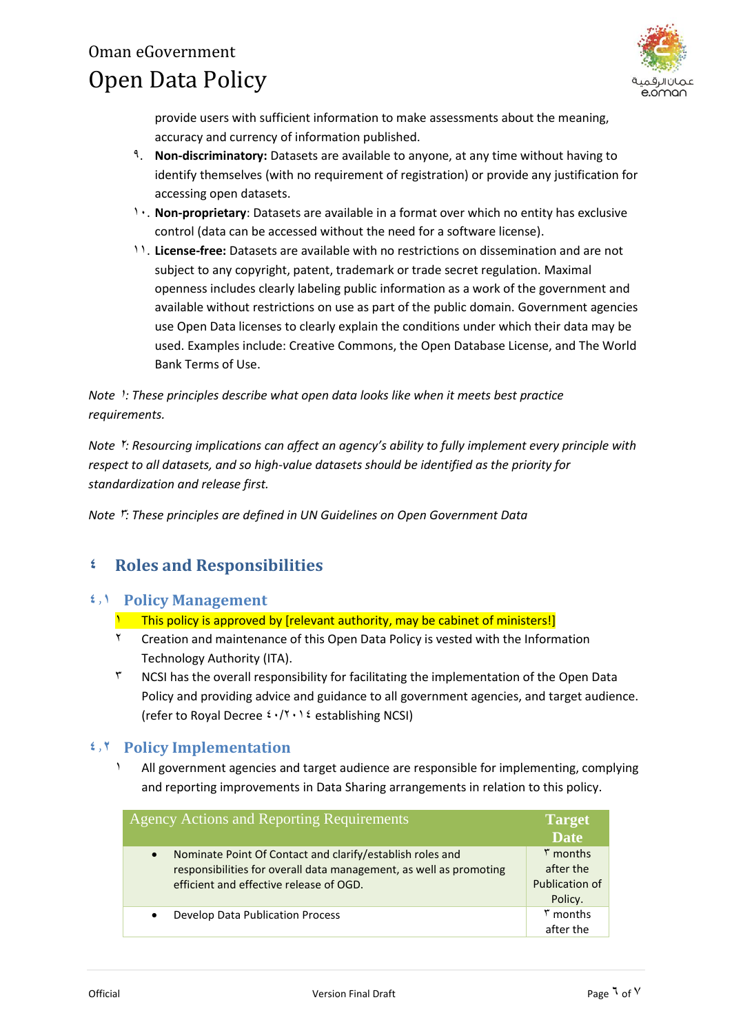provide users with sufficient information to make assessments about the meaning, accuracy and currency of information published.

٩. **Non-discriminatory:** Datasets are available to anyone, at any time without having to identify themselves (with no requirement of registration) or provide any justification for accessing open datasets.

١٠. **Non-proprietary**: Datasets are available in a format over which no entity has exclusive control (data can be accessed without the need for a software license).

١١. **License-free:** Datasets are available with no restrictions on dissemination and are not subject to any copyright, patent, trademark or trade secret regulation. Maximal openness includes clearly labeling public information as a work of the government and available without restrictions on use as part of the public domain. Government agencies use Open Data licenses to clearly explain the conditions under which their data may be used. Examples include: Creative Commons, the Open Database License, and The World Bank Terms of Use.

*Note ١: These principles describe what open data looks like when it meets best practice requirements.*

*Note ٢: Resourcing implications can affect an agency's ability to fully implement every principle with respect to all datasets, and so high-value datasets should be identified as the priority for standardization and release first.*

*Note ٣: These principles are defined in UN Guidelines on Open Government Data*

# ٤ Roles and Responsibilities

## ٤,١ Policy Management

١ This policy is approved by [relevant authority, may be cabinet of ministers!]

٢ Creation and maintenance of this Open Data Policy is vested with the Information Technology Authority (ITA).

٣ NCSI has the overall responsibility for facilitating the implementation of the Open Data Policy and providing advice and guidance to all government agencies, and target audience. (refer to Royal Decree ٤٠/٢٠١٤ establishing NCSI)

## ٤,٢ Policy Implementation

١ All government agencies and target audience are responsible for implementing, complying and reporting improvements in Data Sharing arrangements in relation to this policy.

| Agency Actions and Reporting Requirements | Target Date |
|---|---|
| • Nominate Point Of Contact and clarify/establish roles and responsibilities for overall data management, as well as promoting efficient and effective release of OGD. | ٣ months after the Publication of Policy. |
| • Develop Data Publication Process | ٣ months after the |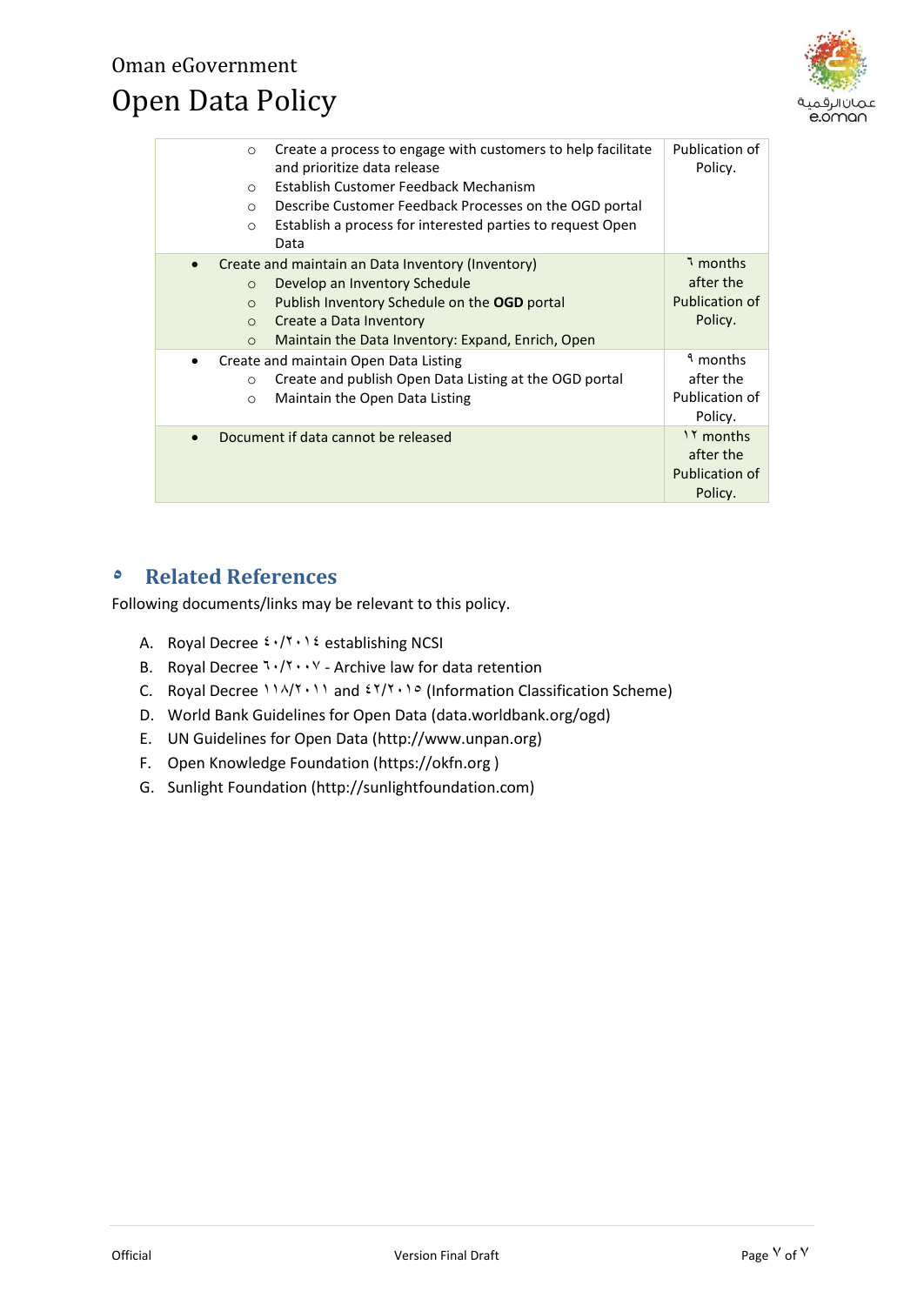| | |
|---|---|
| ○ Create a process to engage with customers to help facilitate and prioritize data release<br>○ Establish Customer Feedback Mechanism<br>○ Describe Customer Feedback Processes on the OGD portal<br>○ Establish a process for interested parties to request Open Data | Publication of Policy. |
| • Create and maintain an Data Inventory (Inventory)<br>○ Develop an Inventory Schedule<br>○ Publish Inventory Schedule on the **OGD** portal<br>○ Create a Data Inventory<br>○ Maintain the Data Inventory: Expand, Enrich, Open | ٦ months after the Publication of Policy. |
| • Create and maintain Open Data Listing<br>○ Create and publish Open Data Listing at the OGD portal<br>○ Maintain the Open Data Listing | ٩ months after the Publication of Policy. |
| • Document if data cannot be released | ١٢ months after the Publication of Policy. |

## ٥ Related References

Following documents/links may be relevant to this policy.

A. Royal Decree ٤٠/٢٠١٤ establishing NCSI
B. Royal Decree ٦٠/٢٠٠٧ - Archive law for data retention
C. Royal Decree ١١٨/٢٠١١ and ٤٢/٢٠١٥ (Information Classification Scheme)
D. World Bank Guidelines for Open Data (data.worldbank.org/ogd)
E. UN Guidelines for Open Data (http://www.unpan.org)
F. Open Knowledge Foundation (https://okfn.org )
G. Sunlight Foundation (http://sunlightfoundation.com)